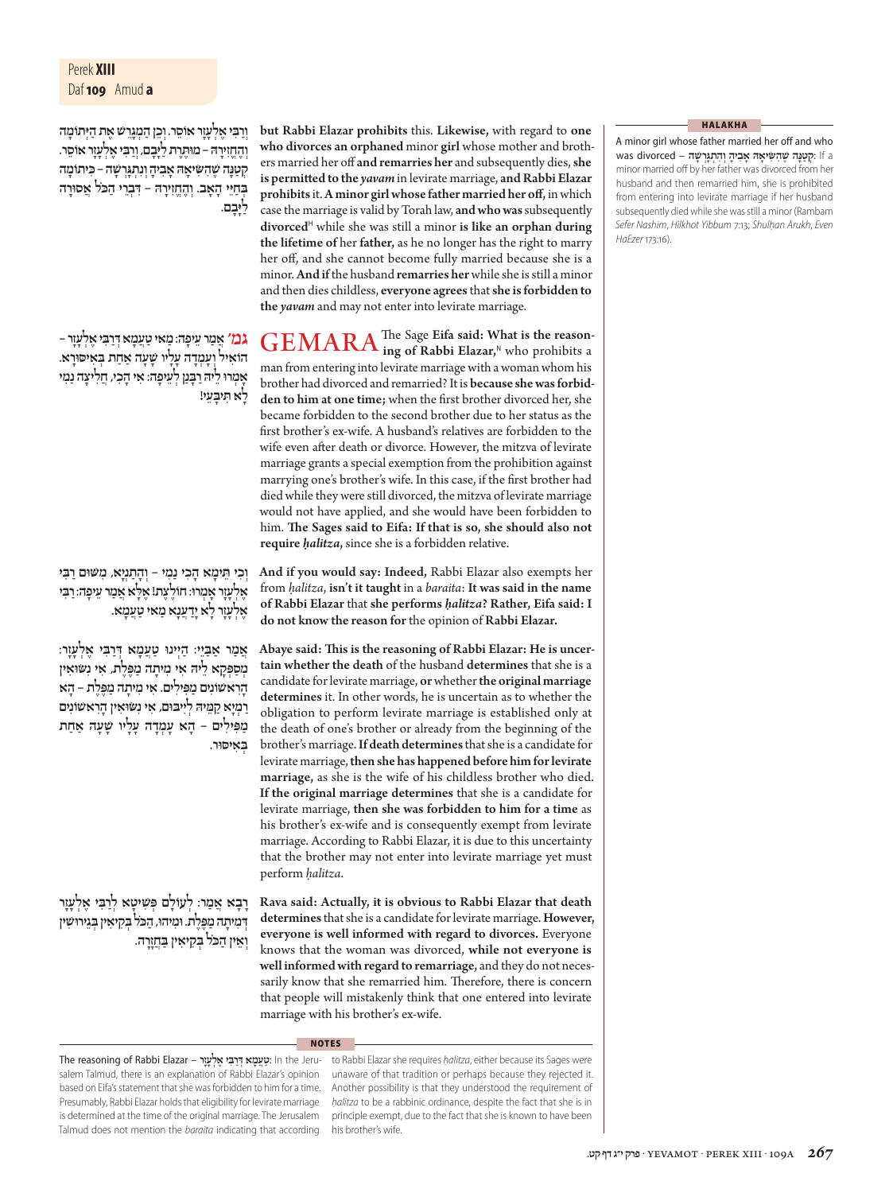וְרַבִּי אֱלִיעֶזֶר אוֹסֵר. וְכֵן הַמְגָרֵשׁ אֶת הַיְתוֹמָה וְהֶחֱזִירָהּ – מוּתֶּרֶת לַיָּבָם, וְרַבִּי אֱלִיעֶזֶר אוֹסֵר. קְטַנָּה שֶׁהִשִּׂיאָהּ אָבִיהָ וְנִתְגָּרְשָׁה – כִּיתוֹמָה בְּחַיֵּי הָאָב. וְהֶחֱזִירָהּ – דִּבְרֵי הַכֹּל אֲסוּרָה לַיָּבָם.

**but Rabbi Elazar prohibits** this. **Likewise,** with regard to **one who divorces an orphaned** minor **girl** whose mother and brothers married her off **and remarries her** and subsequently dies, **she is permitted to the** ***yavam*** in levirate marriage, **and Rabbi Elazar prohibits** it. **A minor girl whose father married her off,** in which case the marriage is valid by Torah law, **and who was** subsequently **divorced**[H] while she was still a minor **is like an orphan during the lifetime of** her **father,** as he no longer has the right to marry her off, and she cannot become fully married because she is a minor. **And if** the husband **remarries her** while she is still a minor and then dies childless, **everyone agrees** that **she is forbidden to the** ***yavam*** and may not enter into levirate marriage.

גמ׳ אָמַר עֵיפָה: מַאי טַעְמָא דְּרַבִּי אֱלִיעֶזֶר – הוֹאִיל וְעָמְדָה עָלָיו שָׁעָה אַחַת בְּאִיסּוּרָא. אָמְרוּ לֵיהּ רַבָּנַן לְעֵיפָה: אִי הָכִי, חֲלִיצָה נַמִי לָא תִּיבָּעֵי!

**GEMARA** The Sage **Eifa said: What is the reasoning of Rabbi Elazar,**[N] who prohibits a man from entering into levirate marriage with a woman whom his brother had divorced and remarried? It is **because she was forbidden to him at one time;** when the first brother divorced her, she became forbidden to the second brother due to her status as the first brother's ex-wife. A husband's relatives are forbidden to the wife even after death or divorce. However, the mitzva of levirate marriage grants a special exemption from the prohibition against marrying one's brother's wife. In this case, if the first brother had died while they were still divorced, the mitzva of levirate marriage would not have applied, and she would have been forbidden to him. **The Sages said to Eifa: If that is so, she should also not require** ***ḥalitza,*** since she is a forbidden relative.

וְכִי תֵּימָא הָכִי נַמִי – וְהָתַנְיָא, מִשּׁוּם רַבִּי אֱלִיעֶזֶר אָמְרוּ: חוֹלֶצֶת! אֶלָּא אָמַר עֵיפָה: רַבִּי אֱלִיעֶזֶר לָא יָדַעְנָא מַאי טַעְמָא.

**And if you would say: Indeed,** Rabbi Elazar also exempts her from *ḥalitza*, **isn't it taught** in a *baraita*: **It was said in the name of Rabbi Elazar** that **she performs** ***ḥalitza*****? Rather, Eifa said: I do not know the reason for** the opinion of **Rabbi Elazar.**

אָמַר אַבָּיֵי: הַיְינוּ טַעְמָא דְּרַבִּי אֱלִיעֶזֶר: מְסַפְּקָא לֵיהּ אִי מִיתָה מַפֶּלֶת, אִי נִשּׂוּאִין הָרִאשׁוֹנִים מַפִּילִים. אִי מִיתָה מַפֶּלֶת – הָא רַמְיָא קַמֵּיהּ לְיִיבּוּם, אִי נִשּׂוּאִין הָרִאשׁוֹנִים מַפִּילִים – הָא עָמְדָה עָלָיו שָׁעָה אַחַת בְּאִיסּוּר.

**Abaye said: This is the reasoning of Rabbi Elazar: He is uncertain whether the death** of the husband **determines** that she is a candidate for levirate marriage, **or** whether **the original marriage determines** it. In other words, he is uncertain as to whether the obligation to perform levirate marriage is established only at the death of one's brother or already from the beginning of the brother's marriage. **If death determines** that she is a candidate for levirate marriage, **then she has happened before him for levirate marriage,** as she is the wife of his childless brother who died. **If the original marriage determines** that she is a candidate for levirate marriage, **then she was forbidden to him for a time** as his brother's ex-wife and is consequently exempt from levirate marriage. According to Rabbi Elazar, it is due to this uncertainty that the brother may not enter into levirate marriage yet must perform *ḥalitza*.

רָבָא אָמַר: לְעוֹלָם פְּשִׁיטָא לְרַבִּי אֱלִיעֶזֶר דְּמִיתָה מַפֶּלֶת. וּמִיהוּ, הַכֹּל בְּקִיאִין בְּגֵירוּשִׁין וְאֵין הַכֹּל בְּקִיאִין בַּחֲזָרָה.

**Rava said: Actually, it is obvious to Rabbi Elazar that death determines** that she is a candidate for levirate marriage. **However, everyone is well informed with regard to divorces.** Everyone knows that the woman was divorced, **while not everyone is well informed with regard to remarriage,** and they do not necessarily know that she remarried him. Therefore, there is concern that people will mistakenly think that one entered into levirate marriage with his brother's ex-wife.

### HALAKHA

**A minor girl whose father married her off and who was divorced** – קְטַנָּה שֶׁהִשִּׂיאָהּ אָבִיהָ וְהִתְגָּרְשָׁה: If a minor married off by her father was divorced from her husband and then remarried him, she is prohibited from entering into levirate marriage if her husband subsequently died while she was still a minor (Rambam *Sefer Nashim*, *Hilkhot Yibbum* 7:13; *Shulḥan Arukh*, *Even HaEzer* 173:16).

### NOTES

**The reasoning of Rabbi Elazar** – טַעְמָא דְּרַבִּי אֱלִיעֶזֶר: In the Jerusalem Talmud, there is an explanation of Rabbi Elazar's opinion based on Eifa's statement that she was forbidden to him for a time. Presumably, Rabbi Elazar holds that eligibility for levirate marriage is determined at the time of the original marriage. The Jerusalem Talmud does not mention the *baraita* indicating that according to Rabbi Elazar she requires *ḥalitza*, either because its Sages were unaware of that tradition or perhaps because they rejected it. Another possibility is that they understood the requirement of *ḥalitza* to be a rabbinic ordinance, despite the fact that she is in principle exempt, due to the fact that she is known to have been his brother's wife.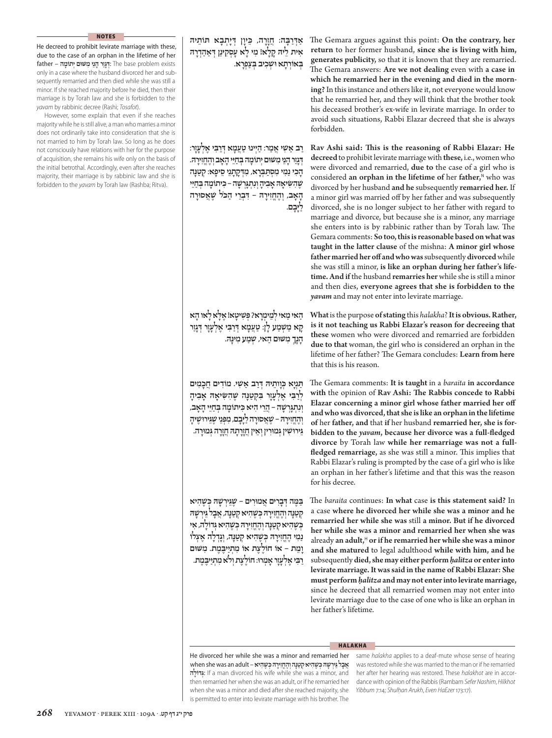## NOTES

He decreed to prohibit levirate marriage with these, due to the case of an orphan in the lifetime of her father – **דְּגָזַר הָנֵי מִשּׁוּם יְתוֹמָה**: The base problem exists only in a case where the husband divorced her and subsequently remarried and then died while she was still a minor. If she reached majority before he died, then their marriage is by Torah law and she is forbidden to the *yavam* by rabbinic decree (Rashi; *Tosafot*).

However, some explain that even if she reaches majority while he is still alive, a man who marries a minor does not ordinarily take into consideration that she is not married to him by Torah law. So long as he does not consciously have relations with her for the purpose of acquisition, she remains his wife only on the basis of the initial betrothal. Accordingly, even after she reaches majority, their marriage is by rabbinic law and she is forbidden to the *yavam* by Torah law (Rashba; Ritva).

אַדְּרַבָּה: חֲזָרָה, כֵּיוָן דְּיָתְבָא תּוּתֵיהּ אִית לֵיהּ קָלָא! מִי לָא עָסְקִינַן דְּאַהְדְּרַהּ בְּאוּרְתָּא וּשְׁכִיב בְּצַפְרָא.

The Gemara argues against this point: **On the contrary, her return** to her former husband, **since she is living with him, generates publicity,** so that it is known that they are remarried. The Gemara answers: **Are we not dealing** even with **a case in which he remarried her in the evening and died in the morning?** In this instance and others like it, not everyone would know that he remarried her, and they will think that the brother took his deceased brother's ex-wife in levirate marriage. In order to avoid such situations, Rabbi Elazar decreed that she is always forbidden.

רַב אַשִׁי אָמַר: הַיְינוּ טַעְמָא דְּרַבִּי אֶלְעָזָר: דְּגָזַר הָנֵי מִשּׁוּם יְתוֹמָה בְּחַיֵּי הָאָב וְהֶחֱזִירָהּ. הָכִי נָמֵי מִסְתַּבְּרָא, מִדְּקָתָנֵי סֵיפָא: קְטַנָּה שֶׁהִשִּׂיאָהּ אָבִיהָ וְנִתְגָּרְשָׁה – כִּיתוֹמָה בְּחַיֵּי הָאָב, וְהֶחֱזִירָהּ – דִּבְרֵי הַכֹּל שֶׁאֲסוּרָה לַיָּבָם.

**Rav Ashi said: This is the reasoning of Rabbi Elazar: He decreed** to prohibit levirate marriage with **these,** i.e., women who were divorced and remarried, **due to** the case of a girl who is considered **an orphan in the lifetime of** her **father,**[N] who was divorced by her husband **and he** subsequently **remarried her.** If a minor girl was married off by her father and was subsequently divorced, she is no longer subject to her father with regard to marriage and divorce, but because she is a minor, any marriage she enters into is by rabbinic rather than by Torah law. The Gemara comments: **So too, this is reasonable based on what was taught in the latter clause** of the mishna: **A minor girl whose father married her off and who was** subsequently **divorced** while she was still a minor, **is like an orphan during her father's lifetime. And if** the husband **remarries her** while she is still a minor and then dies, **everyone agrees that she is forbidden to the** ***yavam*** and may not enter into levirate marriage.

הַאי מַאי לְמֵימְרָא? פְּשִׁיטָא! אֶלָּא לָאו הָא קָא מַשְׁמַע לַן: טַעֲמָא דְּרַבִּי אֶלְעָזָר דְּגָזַר הָנָךְ מִשּׁוּם הַאי, שְׁמַע מִינַּהּ.

**What** is the purpose **of stating** this *halakha*? **It is obvious. Rather, is it not teaching us Rabbi Elazar's reason for decreeing that these** women who were divorced and remarried are forbidden **due to that** woman, the girl who is considered an orphan in the lifetime of her father? The Gemara concludes: **Learn from here** that this is his reason.

תַּנְיָא כְּוָותֵיהּ דְּרַב אַשִׁי. מוֹדִים חֲכָמִים לְרַבִּי אֶלְעָזָר בִּקְטַנָּה שֶׁהִשִּׂיאָהּ אָבִיהָ וְנִתְגָּרְשָׁה – הֲרֵי הִיא כִּיתוֹמָה בְּחַיֵּי הָאָב, וְהֶחֱזִירָהּ – שֶׁאֲסוּרָה לַיָּבָם, מִפְּנֵי שֶׁגֵּירוּשֶׁיהָ גֵּירוּשִׁין גְּמוּרִין וְאֵין חֲזָרָתָהּ חֲזָרָה גְּמוּרָה.

The Gemara comments: **It is taught** in a *baraita* **in accordance with** the opinion of **Rav Ashi: The Rabbis concede to Rabbi Elazar concerning a minor girl whose father married her off and who was divorced, that she is like an orphan in the lifetime of** her **father, and** that **if** her husband **remarried her, she is forbidden to the** ***yavam*****, because her divorce was a full-fledged divorce** by Torah law **while her remarriage was not a full-fledged remarriage,** as she was still a minor. This implies that Rabbi Elazar's ruling is prompted by the case of a girl who is like an orphan in her father's lifetime and that this was the reason for his decree.

בַּמֶּה דְּבָרִים אֲמוּרִים – שֶׁגֵּירְשָׁהּ כְּשֶׁהִיא קְטַנָּה וְהֶחֱזִירָהּ כְּשֶׁהִיא קְטַנָּה, אֲבָל גֵּירְשָׁהּ כְּשֶׁהִיא קְטַנָּה וְהֶחֱזִירָהּ כְּשֶׁהִיא גְּדוֹלָה, אִי נָמֵי הֶחֱזִירָהּ כְּשֶׁהִיא קְטַנָּה, וְגָדְלָה אֶצְלוֹ וָמֵת – אוֹ חוֹלֶצֶת אוֹ מִתְיַיבֶּמֶת. מִשּׁוּם רַבִּי אֶלְעָזָר אָמְרוּ: חוֹלֶצֶת וְלֹא מִתְיַיבֶּמֶת.

The *baraita* continues: **In what** case **is this statement said?** In a case **where he divorced her while she was a minor and he remarried her while she was** still **a minor. But if he divorced her while she was a minor and remarried her when she was** already **an adult,**[H] **or if he remarried her while she was a minor and she matured** to legal adulthood **while with him, and he** subsequently **died, she may either perform** ***ḥalitza*** **or enter into levirate marriage. It was said in the name of Rabbi Elazar: She must perform** ***ḥalitza*** **and may not enter into levirate marriage,** since he decreed that all remarried women may not enter into levirate marriage due to the case of one who is like an orphan in her father's lifetime.

## HALAKHA

He divorced her while she was a minor and remarried her when she was an adult – **אֲבָל גֵּירְשָׁהּ כְּשֶׁהִיא קְטַנָּה וְהֶחֱזִירָהּ כְּשֶׁהִיא גְּדוֹלָה**: If a man divorced his wife while she was a minor, and then remarried her when she was an adult, or if he remarried her when she was a minor and died after she reached majority, she is permitted to enter into levirate marriage with his brother. The same *halakha* applies to a deaf-mute whose sense of hearing was restored while she was married to the man or if he remarried her after her hearing was restored. These *halakhot* are in accordance with opinion of the Rabbis (Rambam *Sefer Nashim*, *Hilkhot Yibbum* 7:14; *Shulḥan Arukh*, *Even HaEzer* 173:17).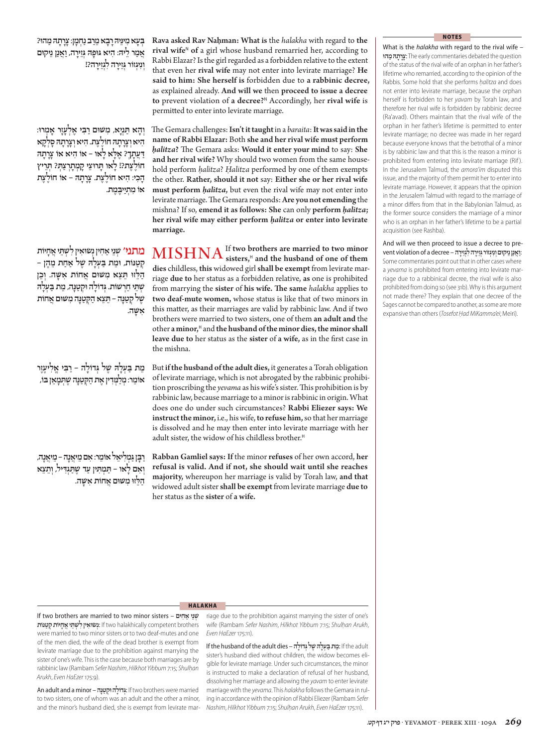בְּעָא מִינֵּיהּ רָבָא מֵרַב נַחְמָן: צָרָתָהּ מַהוּ? אֲמַר לֵיהּ: הִיא גּוּפַהּ גְּזֵירָה, וַאֲנַן נֵיקוּם וְנִגְזוֹר גְּזֵירָה לִגְזֵירָה?!

**Rava asked Rav Naḥman: What is** the *halakha* with regard to **the rival wife**[N] **of** a girl whose husband remarried her, according to Rabbi Elazar? Is the girl regarded as a forbidden relative to the extent that even her rival wife may not enter into levirate marriage? **He said to him: She herself is** forbidden due to **a rabbinic decree,** as explained already. **And will we** then **proceed to issue a decree to** prevent violation of **a decree?**[N] Accordingly, her **rival wife** is permitted to enter into levirate marriage.

וְהָא תַּנְיָא, מִשּׁוּם רַבִּי אֶלְעָזָר אָמְרוּ: הִיא וְצָרָתָהּ חוֹלֶצֶת. הִיא וְצָרָתָהּ סָלְקָא דַּעְתָּךְ? אֶלָּא לָאו – אוֹ הִיא אוֹ צָרָתָהּ חוֹלֶצֶת?! לָאו תָּרוּצֵי קָמְתָרְצַתְּ? תְּרֵיץ הָכִי: הִיא חוֹלֶצֶת. צָרָתָהּ – אוֹ חוֹלֶצֶת אוֹ מִתְיַיבֶּמֶת.

The Gemara challenges: **Isn't it taught** in a *baraita*: **It was said in the name of Rabbi Elazar:** Both **she and her rival wife must perform** *ḥalitza*? The Gemara asks: **Would it enter your mind** to say: **She and her rival wife?** Why should two women from the same household perform *ḥalitza*? *Ḥalitza* performed by one of them exempts the other. **Rather, should it not** say: **Either she or her rival wife must perform** *ḥalitza*, but even the rival wife may not enter into levirate marriage. The Gemara responds: **Are you not emending** the mishna? If so, **emend it as follows: She** can only **perform** *ḥalitza*; **her rival wife may either perform** *ḥalitza* **or enter into levirate marriage.**

**מתני׳** שְׁנֵי אַחִין נְשׂוּאִין לִשְׁתֵּי אֲחָיוֹת קְטַנּוֹת, וּמֵת בַּעְלָהּ שֶׁל אַחַת מֵהֶן – הַלֵּזוּ תֵּצֵא מִשּׁוּם אֲחוֹת אִשָּׁה. וְכֵן שְׁתֵּי חֵרְשׁוֹת. גְּדוֹלָה וּקְטַנָּה, מֵת בַּעְלָהּ שֶׁל קְטַנָּה – תֵּצֵא הַקְּטַנָּה מִשּׁוּם אֲחוֹת אִשָּׁה.

**MISHNA** If **two brothers are married to two minor sisters,**[H] **and the husband of one of them dies** childless, **this** widowed girl **shall be exempt** from levirate marriage **due to** her status as a forbidden relative, **as** one is prohibited from marrying the **sister** of **his wife. The same** *halakha* applies to **two deaf-mute women,** whose status is like that of two minors in this matter, as their marriages are valid by rabbinic law. And if two brothers were married to two sisters, one of them **an adult and** the other **a minor,**[H] and **the husband of the minor dies, the minor shall leave due to** her status as the **sister** of **a wife,** as in the first case in the mishna.

מֵת בַּעְלָהּ שֶׁל גְּדוֹלָה – רַבִּי אֱלִיעֶזֶר אוֹמֵר: מְלַמְּדִין אֶת הַקְּטַנָּה שֶׁתְּמָאֵן בּוֹ,

But **if the husband of the adult dies,** it generates a Torah obligation of levirate marriage, which is not abrogated by the rabbinic prohibition proscribing the *yevama* as his wife's sister. This prohibition is by rabbinic law, because marriage to a minor is rabbinic in origin. What does one do under such circumstances? **Rabbi Eliezer says: We instruct the minor,** i.e., his wife, **to refuse him,** so that her marriage is dissolved and he may then enter into levirate marriage with her adult sister, the widow of his childless brother.[H]

רַבָּן גַּמְלִיאֵל אוֹמֵר: אִם מֵיאֲנָה – מֵיאֲנָה, וְאִם לָאו – תַּמְתִּין עַד שֶׁתַּגְדִּיל, וְתֵצֵא הַלֵּזוּ מִשּׁוּם אֲחוֹת אִשָּׁה.

**Rabban Gamliel says: If** the minor **refuses** of her own accord, **her refusal is valid. And if not, she should wait until she reaches majority,** whereupon her marriage is valid by Torah law, **and that** widowed adult sister **shall be exempt** from levirate marriage **due to** her status as the **sister** of **a wife.**

## NOTES

**What is the** *halakha* **with regard to the rival wife – צָרָתָהּ מַהוּ:** The early commentaries debated the question of the status of the rival wife of an orphan in her father's lifetime who remarried, according to the opinion of the Rabbis. Some hold that she performs *ḥalitza* and does not enter into levirate marriage, because the orphan herself is forbidden to her *yavam* by Torah law, and therefore her rival wife is forbidden by rabbinic decree (Ra'avad). Others maintain that the rival wife of the orphan in her father's lifetime is permitted to enter levirate marriage; no decree was made in her regard because everyone knows that the betrothal of a minor is by rabbinic law and that this is the reason a minor is prohibited from entering into levirate marriage (Rif). In the Jerusalem Talmud, the *amora'im* disputed this issue, and the majority of them permit her to enter into levirate marriage. However, it appears that the opinion in the Jerusalem Talmud with regard to the marriage of a minor differs from that in the Babylonian Talmud, as the former source considers the marriage of a minor who is an orphan in her father's lifetime to be a partial acquisition (see Rashba).

**And will we then proceed to issue a decree to prevent violation of a decree – וַאֲנַן נֵיקוּם וְנִגְזוֹר גְּזֵירָה לִגְזֵירָה:** Some commentaries point out that in other cases where a *yevama* is prohibited from entering into levirate marriage due to a rabbinical decree, the rival wife is also prohibited from doing so (see 31b). Why is this argument not made there? They explain that one decree of the Sages cannot be compared to another, as some are more expansive than others (*Tosefot Ḥad MiKamma'ei*; Meiri).

## HALAKHA

**If two brothers are married to two minor sisters – שְׁנֵי אַחִים נְשׂוּאִין לִשְׁתֵּי אֲחָיוֹת קְטַנּוֹת:** If two halakhically competent brothers were married to two minor sisters or to two deaf-mutes and one of the men died, the wife of the dead brother is exempt from levirate marriage due to the prohibition against marrying the sister of one's wife. This is the case because both marriages are by rabbinic law (Rambam *Sefer Nashim*, *Hilkhot Yibbum* 7:15; *Shulḥan Arukh*, *Even HaEzer* 175:9).

**An adult and a minor – גְּדוֹלָה וּקְטַנָּה:** If two brothers were married to two sisters, of whom was an adult and the other a minor, and the minor's husband died, she is exempt from levirate marriage due to the prohibition against marrying the sister of one's wife (Rambam *Sefer Nashim*, *Hilkhot Yibbum* 7:15; *Shulḥan Arukh*, *Even HaEzer* 175:11).

**If the husband of the adult dies – מֵת בַּעְלָהּ שֶׁל גְּדוֹלָה:** If the adult sister's husband died without children, the widow becomes eligible for levirate marriage. Under such circumstances, the minor is instructed to make a declaration of refusal of her husband, dissolving her marriage and allowing the *yavam* to enter levirate marriage with the *yevama*. This *halakha* follows the Gemara in ruling in accordance with the opinion of Rabbi Eliezer (Rambam *Sefer Nashim*, *Hilkhot Yibbum* 7:15; *Shulḥan Arukh*, *Even HaEzer* 175:11).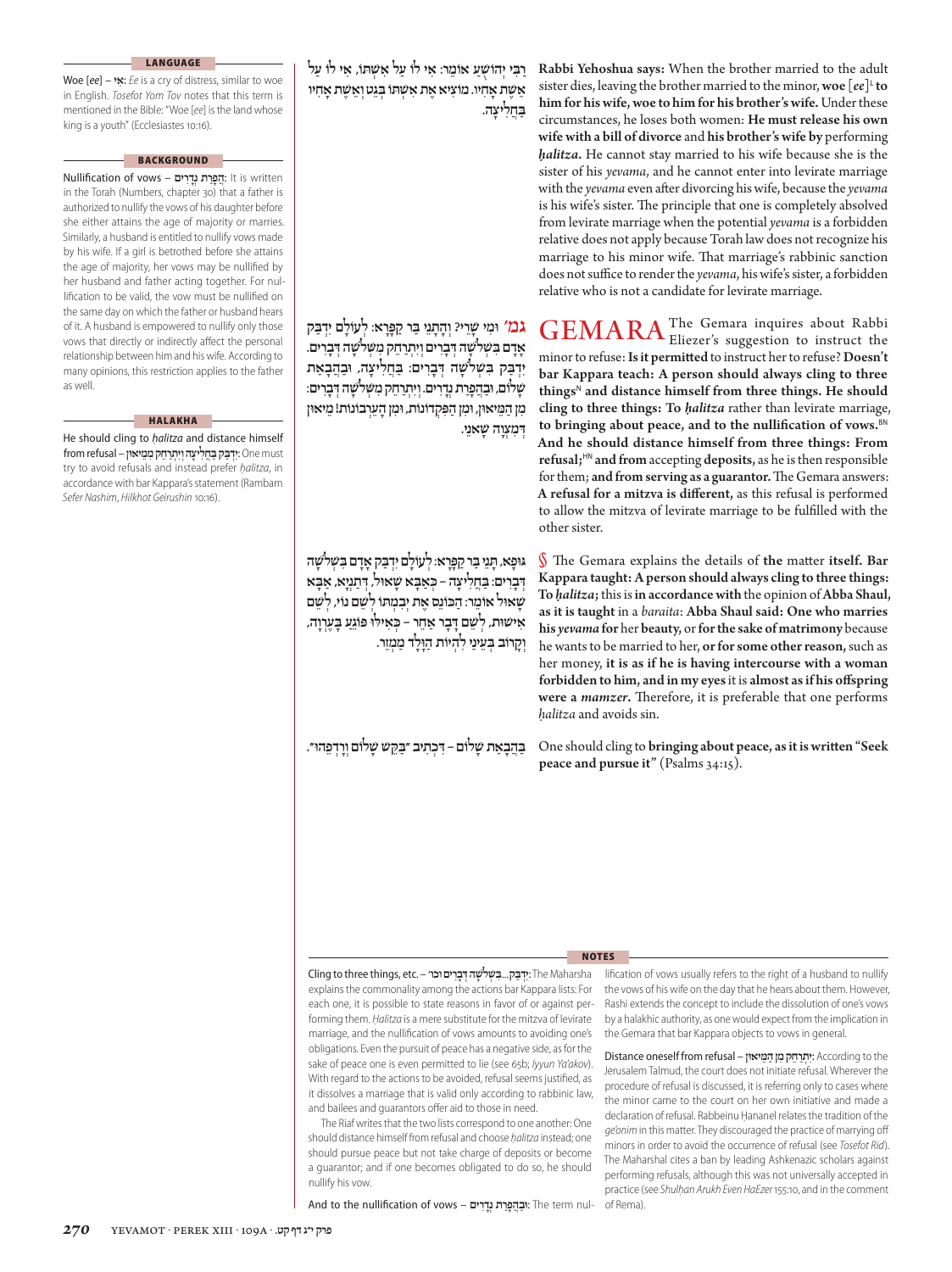## LANGUAGE

Woe [*ee*] – **אִי**: *Ee* is a cry of distress, similar to woe in English. *Tosefot Yom Tov* notes that this term is mentioned in the Bible: "Woe [*ee*] is the land whose king is a youth" (Ecclesiastes 10:16).

## BACKGROUND

Nullification of vows – **הֲפָרַת נְדָרִים**: It is written in the Torah (Numbers, chapter 30) that a father is authorized to nullify the vows of his daughter before she either attains the age of majority or marries. Similarly, a husband is entitled to nullify vows made by his wife. If a girl is betrothed before she attains the age of majority, her vows may be nullified by her husband and father acting together. For nullification to be valid, the vow must be nullified on the same day on which the father or husband hears of it. A husband is empowered to nullify only those vows that directly or indirectly affect the personal relationship between him and his wife. According to many opinions, this restriction applies to the father as well.

## HALAKHA

He should cling to *ḥalitza* and distance himself from refusal – **יִדָּבֵק בַּחֲלִיצָה וְיִתְרַחֵק מִמֵּיאוּן**: One must try to avoid refusals and instead prefer *ḥalitza*, in accordance with bar Kappara's statement (Rambam *Sefer Nashim*, *Hilkhot Geirushin* 10:16).

רַבִּי יְהוֹשֻׁעַ אוֹמֵר: אִי לוֹ עַל אִשְׁתּוֹ, אִי לוֹ עַל אֵשֶׁת אָחִיו. מוֹצִיא אֶת אִשְׁתּוֹ בְּגֵט וְאֵשֶׁת אָחִיו בַּחֲלִיצָה.

**Rabbi Yehoshua says:** When the brother married to the adult sister dies, leaving the brother married to the minor, **woe** [*ee*][L] **to him for his wife, woe to him for his brother's wife.** Under these circumstances, he loses both women: **He must release his own wife with a bill of divorce** and **his brother's wife by** performing ***ḥalitza*.** He cannot stay married to his wife because she is the sister of his *yevama*, and he cannot enter into levirate marriage with the *yevama* even after divorcing his wife, because the *yevama* is his wife's sister. The principle that one is completely absolved from levirate marriage when the potential *yevama* is a forbidden relative does not apply because Torah law does not recognize his marriage to his minor wife. That marriage's rabbinic sanction does not suffice to render the *yevama*, his wife's sister, a forbidden relative who is not a candidate for levirate marriage.

גמ׳ וּמִי שָׁרֵי? וְהָתַנְיָא בַּר קַפָּרָא: לְעוֹלָם יִדָּבֵק אָדָם בִּשְׁלֹשָׁה דְּבָרִים וְיִתְרַחֵק מִשְּׁלֹשָׁה דְּבָרִים. יִדָּבֵק בִּשְׁלֹשָׁה דְּבָרִים: בַּחֲלִיצָה, וּבַהֲבָאַת שָׁלוֹם, וּבַהֲפָרַת נְדָרִים. וְיִתְרַחֵק מִשְּׁלֹשָׁה דְּבָרִים: מִן הַמֵּיאוּן, וּמִן הַפִּקָּדוֹנוֹת, וּמִן הָעֲרָבוֹנוֹת! מֵיאוּן דְּמִצְוָה שָׁאנֵי.

**GEMARA** The Gemara inquires about Rabbi Eliezer's suggestion to instruct the minor to refuse: **Is it permitted** to instruct her to refuse? **Doesn't bar Kappara teach: A person should always cling to three things**[N] **and distance himself from three things. He should cling to three things: To *ḥalitza*** rather than levirate marriage, **to bringing about peace, and to the nullification of vows.**[BN] **And he should distance himself from three things: From refusal;**[HN] **and from** accepting **deposits,** as he is then responsible for them; **and from serving as a guarantor.** The Gemara answers: **A refusal for a mitzva is different,** as this refusal is performed to allow the mitzva of levirate marriage to be fulfilled with the other sister.

גּוּפָא, תָּנֵי בַּר קַפָּרָא: לְעוֹלָם יִדָּבֵק אָדָם בִּשְׁלֹשָׁה דְּבָרִים: בַּחֲלִיצָה – כְּאַבָּא שָׁאוּל, דְּתַנְיָא, אַבָּא שָׁאוּל אוֹמֵר: הַכּוֹנֵס אֶת יְבִמְתּוֹ לְשֵׁם נוֹי, לְשֵׁם אִישׁוּת, לְשֵׁם דָּבָר אַחֵר – כְּאִילּוּ פּוֹגֵעַ בָּעֶרְוָה, וְקָרוֹב בְּעֵינַי לִהְיוֹת הַוָּלָד מַמְזֵר.

§ The Gemara explains the details of **the** matter **itself. Bar Kappara taught: A person should always cling to three things: To *ḥalitza*;** this is **in accordance with** the opinion of **Abba Shaul, as it is taught** in a *baraita*: **Abba Shaul said: One who marries his *yevama* for** her **beauty,** or **for the sake of matrimony** because he wants to be married to her, **or for some other reason,** such as her money, **it is as if he is having intercourse with a woman forbidden to him, and in my eyes** it is **almost as if his offspring were a *mamzer*.** Therefore, it is preferable that one performs *ḥalitza* and avoids sin.

בַּהֲבָאַת שָׁלוֹם – דִּכְתִיב ״בַּקֵּשׁ שָׁלוֹם וְרָדְפֵהוּ״.

One should cling to **bringing about peace, as it is written "Seek peace and pursue it"** (Psalms 34:15).

## NOTES

Cling to three things, etc. – **יִדָּבֵק...בִּשְׁלֹשָׁה דְּבָרִים וכו׳**: The Maharsha explains the commonality among the actions bar Kappara lists: For each one, it is possible to state reasons in favor of or against performing them. *Halitza* is a mere substitute for the mitzva of levirate marriage, and the nullification of vows amounts to avoiding one's obligations. Even the pursuit of peace has a negative side, as for the sake of peace one is even permitted to lie (see 65b; *Iyyun Ya'akov*). With regard to the actions to be avoided, refusal seems justified, as it dissolves a marriage that is valid only according to rabbinic law, and bailees and guarantors offer aid to those in need.

The Riaf writes that the two lists correspond to one another: One should distance himself from refusal and choose *ḥalitza* instead; one should pursue peace but not take charge of deposits or become a guarantor; and if one becomes obligated to do so, he should nullify his vow.

And to the nullification of vows – **וּבַהֲפָרַת נְדָרִים**: The term nullification of vows usually refers to the right of a husband to nullify the vows of his wife on the day that he hears about them. However, Rashi extends the concept to include the dissolution of one's vows by a halakhic authority, as one would expect from the implication in the Gemara that bar Kappara objects to vows in general.

Distance oneself from refusal – **יִתְרַחֵק מִן הַמֵּיאוּן**: According to the Jerusalem Talmud, the court does not initiate refusal. Wherever the procedure of refusal is discussed, it is referring only to cases where the minor came to the court on her own initiative and made a declaration of refusal. Rabbeinu Ḥananel relates the tradition of the *ge'onim* in this matter. They discouraged the practice of marrying off minors in order to avoid the occurrence of refusal (see *Tosefot Rid*). The Maharshal cites a ban by leading Ashkenazic scholars against performing refusals, although this was not universally accepted in practice (see *Shulḥan Arukh Even HaEzer* 155:10, and in the comment of Rema).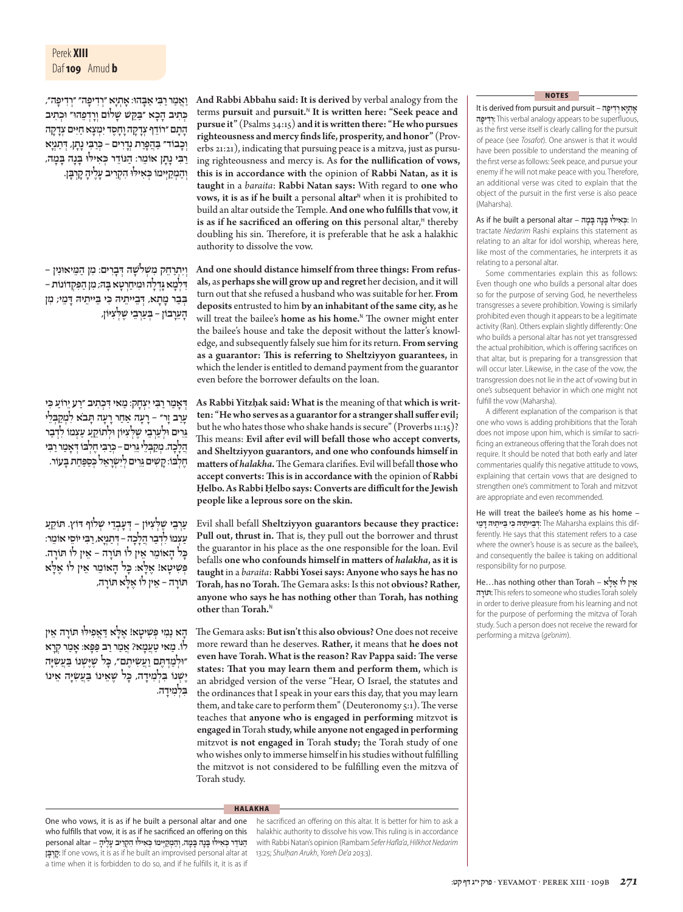וַאֲמַר רַבִּי אַבָּהוּ: אָתְיָא ״רְדִיפָה״ ״רְדִיפָה״, כְּתִיב הָכָא ״בַּקֵּשׁ שָׁלוֹם וְרׇדְפֵהוּ״ וּכְתִיב הָתָם ״רוֹדֵף צְדָקָה וָחָסֶד יִמְצָא חַיִּים צְדָקָה וְכָבוֹד״. בְּהָפָרַת נְדָרִים – כְּרַבִּי נָתָן, דְּתַנְיָא רַבִּי נָתָן אוֹמֵר: הַנּוֹדֵר כְּאִילּוּ בָּנָה בָּמָה, וְהַמְקַיְּימוֹ כְּאִילּוּ הִקְרִיב עָלֶיהָ קׇרְבָּן.

**And Rabbi Abbahu said: It is derived** by verbal analogy from the terms **pursuit** and **pursuit.**[N] **It is written here: "Seek peace and pursue it"** (Psalms 34:15) **and it is written there: "He who pursues righteousness and mercy finds life, prosperity, and honor"** (Proverbs 21:21), indicating that pursuing peace is a mitzva, just as pursuing righteousness and mercy is. As **for the nullification of vows, this is in accordance with** the opinion of **Rabbi Natan, as it is taught** in a *baraita*: **Rabbi Natan says:** With regard to **one who vows, it is as if he built** a personal **altar**[N] when it is prohibited to build an altar outside the Temple. **And one who fulfills that** vow, **it is as if he sacrificed an offering on this** personal altar,[H] thereby doubling his sin. Therefore, it is preferable that he ask a halakhic authority to dissolve the vow.

וְיִתְרַחֵק מִשְּׁלֹשָׁה דְּבָרִים: מִן הַמֵּיאוּנִין – דִּלְמָא גָּדְלָה וּמִיחַרְטָא בָּהּ; מִן הַפִּקְדוֹנוֹת – בְּבַר מָתָא, דְּבֵיתֵיהּ כְּבֵיתֵיהּ דָּמֵי; מִן הָעֲרָבוֹן – בְּעַרְבֵי שַׁלְצִיּוֹן,

**And one should distance himself from three things: From refusals,** as **perhaps she will grow up and regret** her decision, and it will turn out that she refused a husband who was suitable for her. **From deposits** entrusted to him **by an inhabitant of the same city,** as he will treat the bailee's **home as his home.**[N] The owner might enter the bailee's house and take the deposit without the latter's knowledge, and subsequently falsely sue him for its return. **From serving as a guarantor: This is referring to Sheltziyyon guarantees,** in which the lender is entitled to demand payment from the guarantor even before the borrower defaults on the loan.

דְּאָמַר רַבִּי יִצְחָק: מַאי דִּכְתִיב ״רַע יֵרוֹעַ כִּי עָרַב זָר״ – רָעָה אַחַר רָעָה תָּבֹא לִמְקַבְּלֵי גֵרִים וּלְעַרְבֵי שַׁלְצִיּוֹן וּלְתוֹקֵעַ עַצְמוֹ לִדְבַר הֲלָכָה. מְקַבְּלֵי גֵרִים – כְּרַבִּי חֶלְבּוֹ, דְּאָמַר רַבִּי חֶלְבּוֹ: קָשִׁים גֵּרִים לְיִשְׂרָאֵל כְּסַפַּחַת בָּעוֹר.

**As Rabbi Yitzḥak said: What is** the meaning of that **which is written: "He who serves as a guarantor for a stranger shall suffer evil;** but he who hates those who shake hands is secure" (Proverbs 11:15)? This means: **Evil after evil will befall those who accept converts, and Sheltziyyon guarantors, and one who confounds himself in matters of *halakha*.** The Gemara clarifies. Evil will befall **those who accept converts: This is in accordance with** the opinion of **Rabbi Ḥelbo. As Rabbi Ḥelbo says: Converts are difficult for the Jewish people like a leprous sore on the skin.**

עַרְבֵי שַׁלְצִיּוֹן – דְּעָבְדֵי שְׁלוֹף דּוֹץ. תּוֹקֵעַ עַצְמוֹ לִדְבַר הֲלָכָה – דְּתַנְיָא, רַבִּי יוֹסֵי אוֹמֵר: כׇּל הָאוֹמֵר אֵין לוֹ תּוֹרָה – אֵין לוֹ תּוֹרָה. פְּשִׁיטָא! אֶלָּא: כׇּל הָאוֹמֵר אֵין לוֹ אֶלָּא תּוֹרָה – אֵין לוֹ אֶלָּא תּוֹרָה,

Evil shall befall **Sheltziyyon guarantors because they practice: Pull out, thrust in.** That is, they pull out the borrower and thrust the guarantor in his place as the one responsible for the loan. Evil befalls **one who confounds himself in matters of *halakha*, as it is taught** in a *baraita*: **Rabbi Yosei says: Anyone who says he has no Torah, has no Torah.** The Gemara asks: Is this not **obvious? Rather, anyone who says he has nothing other** than **Torah, has nothing other** than **Torah.**[N]

הָא נַמִי פְּשִׁיטָא! אֶלָּא דַּאֲפִילּוּ תּוֹרָה אֵין לוֹ. מַאי טַעְמָא? אָמַר רַב פָּפָּא: אָמַר קְרָא ״וּלְמַדְתֶּם וַעֲשִׂיתֶם״, כׇּל שֶׁיֶּשְׁנוֹ בַּעֲשִׂיָּיה יֶשְׁנוֹ בִּלְמִידָה, כׇּל שֶׁאֵינוֹ בַּעֲשִׂיָּיה אֵינוֹ בִּלְמִידָה.

The Gemara asks: **But isn't** this **also obvious?** One does not receive more reward than he deserves. **Rather,** it means that **he does not even have Torah. What is the reason? Rav Pappa said: The verse states: That you may learn them and perform them,** which is an abridged version of the verse "Hear, O Israel, the statutes and the ordinances that I speak in your ears this day, that you may learn them, and take care to perform them" (Deuteronomy 5:1). The verse teaches that **anyone who is engaged in performing** mitzvot **is engaged in** Torah **study, while anyone not engaged in performing** mitzvot **is not engaged in** Torah **study;** the Torah study of one who wishes only to immerse himself in his studies without fulfilling the mitzvot is not considered to be fulfilling even the mitzva of Torah study.

## NOTES

**It is derived from pursuit and pursuit – אָתְיָא רְדִיפָה רְדִיפָה:** This verbal analogy appears to be superfluous, as the first verse itself is clearly calling for the pursuit of peace (see *Tosafot*). One answer is that it would have been possible to understand the meaning of the first verse as follows: Seek peace, and pursue your enemy if he will not make peace with you. Therefore, an additional verse was cited to explain that the object of the pursuit in the first verse is also peace (Maharsha).

**As if he built a personal altar – כְּאִילּוּ בָּנָה בָּמָה:** In tractate *Nedarim* Rashi explains this statement as relating to an altar for idol worship, whereas here, like most of the commentaries, he interprets it as relating to a personal altar.

Some commentaries explain this as follows: Even though one who builds a personal altar does so for the purpose of serving God, he nevertheless transgresses a severe prohibition. Vowing is similarly prohibited even though it appears to be a legitimate activity (Ran). Others explain slightly differently: One who builds a personal altar has not yet transgressed the actual prohibition, which is offering sacrifices on that altar, but is preparing for a transgression that will occur later. Likewise, in the case of the vow, the transgression does not lie in the act of vowing but in one's subsequent behavior in which one might not fulfill the vow (Maharsha).

A different explanation of the comparison is that one who vows is adding prohibitions that the Torah does not impose upon him, which is similar to sacrificing an extraneous offering that the Torah does not require. It should be noted that both early and later commentaries qualify this negative attitude to vows, explaining that certain vows that are designed to strengthen one's commitment to Torah and mitzvot are appropriate and even recommended.

**He will treat the bailee's home as his home – דְּבֵיתֵיהּ כְּבֵיתֵיהּ דָּמֵי:** The Maharsha explains this differently. He says that this statement refers to a case where the owner's house is as secure as the bailee's, and consequently the bailee is taking on additional responsibility for no purpose.

**He…has nothing other than Torah – אֵין לוֹ אֶלָּא תּוֹרָה:** This refers to someone who studies Torah solely in order to derive pleasure from his learning and not for the purpose of performing the mitzva of Torah study. Such a person does not receive the reward for performing a mitzva (*ge'onim*).

## HALAKHA

**One who vows, it is as if he built a personal altar and one who fulfills that vow, it is as if he sacrificed an offering on this personal altar – הַנּוֹדֵר כְּאִילּוּ בָּנָה בָּמָה, וְהַמְקַיְּימוֹ כְּאִילּוּ הִקְרִיב עָלֶיהָ קׇרְבָּן:** If one vows, it is as if he built an improvised personal altar at a time when it is forbidden to do so, and if he fulfills it, it is as if he sacrificed an offering on this altar. It is better for him to ask a halakhic authority to dissolve his vow. This ruling is in accordance with Rabbi Natan's opinion (Rambam *Sefer Hafla'a*, *Hilkhot Nedarim* 13:25; *Shulḥan Arukh*, *Yoreh De'a* 203:3).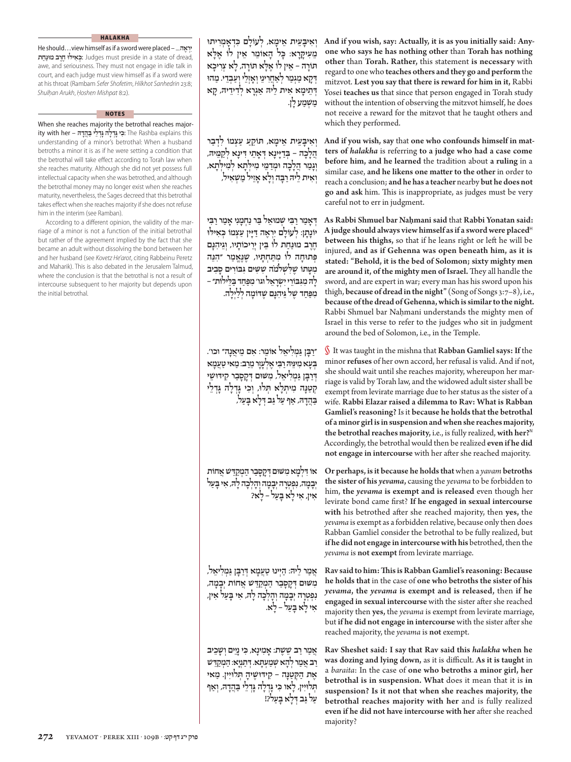**HALAKHA**

He should…view himself as if a sword were placed – יִרְאֶה...: כְּאִילּוּ חֶרֶב מוּנַּחַת: Judges must preside in a state of dread, awe, and seriousness. They must not engage in idle talk in court, and each judge must view himself as if a sword were at his throat (Rambam *Sefer Shofetim*, *Hilkhot Sanhedrin* 23:8; *Shulḥan Arukh*, *Ḥoshen Mishpat* 8:2).

**NOTES**

When she reaches majority the betrothal reaches majority with her – כִּי גָּדְלָה גָּדְלֵי בַּהֲדַהּ: The Rashba explains this understanding of a minor's betrothal: When a husband betroths a minor it is as if he were setting a condition that the betrothal will take effect according to Torah law when she reaches maturity. Although she did not yet possess full intellectual capacity when she was betrothed, and although the betrothal money may no longer exist when she reaches maturity, nevertheless, the Sages decreed that this betrothal takes effect when she reaches majority if she does not refuse him in the interim (see Ramban).

According to a different opinion, the validity of the marriage of a minor is not a function of the initial betrothal but rather of the agreement implied by the fact that she became an adult without dissolving the bond between her and her husband (see *Kovetz He'arot*, citing Rabbeinu Peretz and Maharik). This is also debated in the Jerusalem Talmud, where the conclusion is that the betrothal is not a result of intercourse subsequent to her majority but depends upon the initial betrothal.

וְאִיבָּעֵית אֵימָא, לְעוֹלָם כִּדְאָמְרִיתוּ מֵעִיקָּרָא: כָּל הָאוֹמֵר אֵין לוֹ אֶלָּא תּוֹרָה – אֵין לוֹ אֶלָּא תּוֹרָה, לָא צְרִיכָא דְּקָא מַגְמַר לְאַחֲרִינֵי וְאָזְלֵי וְעָבְדֵי. מַהוּ דְּתֵימָא אִית לֵיהּ אַגְרָא לְדִידֵיהּ, קָא מַשְׁמַע לַן.

**And if you wish, say: Actually, it is as you initially said: Anyone who says he has nothing other** than **Torah has nothing other** than **Torah. Rather,** this statement **is necessary** with regard to one who **teaches others and they go and perform** the mitzvot. **Lest you say that there is reward for him in it,** Rabbi Yosei **teaches us** that since that person engaged in Torah study without the intention of observing the mitzvot himself, he does not receive a reward for the mitzvot that he taught others and which they performed.

וְאִיבָּעֵית אֵימָא, תּוֹקֵעַ עַצְמוֹ לִדְבַר הֲלָכָה – בְּדַיָּינָא דְּאָתֵי דִּינָא לְקַמֵּיהּ, וְגָמַר הֲלָכָה וּמְדַמֵּי מִילְּתָא לְמִילְּתָא, וְאִית לֵיהּ רַבָּה וְלָא אָזֵיל מַשְׁאִיל,

**And if you wish, say** that **one who confounds himself in matters of *halakha*** is referring **to a judge who had a case come before him, and he learned** the tradition about **a ruling** in a similar case, **and he likens one matter to the other** in order to reach a conclusion; **and he has a teacher** nearby **but he does not go and ask** him. This is inappropriate, as judges must be very careful not to err in judgment.

דְּאָמַר רַבִּי שְׁמוּאֵל בַּר נַחְמָנִי אָמַר רַבִּי יוֹנָתָן: לְעוֹלָם יִרְאֶה דַּיָּין עַצְמוֹ כְּאִילּוּ חֶרֶב מוּנַּחַת לוֹ בֵּין יְרֵיכוֹתָיו, וְגֵיהִנָּם פְּתוּחָה לוֹ מִתַּחְתָּיו, שֶׁנֶּאֱמַר "הִנֵּה מִטָּתוֹ שֶׁלִּשְׁלֹמֹה שִׁשִּׁים גִּבּוֹרִים סָבִיב לָהּ מִגִּבּוֹרֵי יִשְׂרָאֵל וגו׳ מִפַּחַד בַּלֵּילוֹת" – מִפַּחַד שֶׁל גֵּיהִנָּם שֶׁדּוֹמָה לְלַיְלָה.

**As Rabbi Shmuel bar Naḥmani said** that **Rabbi Yonatan said: A judge should always view himself as if a sword were placed**[H] **between his thighs,** so that if he leans right or left he will be injured, **and as if Gehenna was open beneath him, as it is stated: "Behold, it is the bed of Solomon; sixty mighty men are around it, of the mighty men of Israel.** They all handle the sword, and are expert in war; every man has his sword upon his thigh, **because of dread in the night"** (Song of Songs 3:7–8), i.e., **because of the dread of Gehenna, which is similar to the night.** Rabbi Shmuel bar Naḥmani understands the mighty men of Israel in this verse to refer to the judges who sit in judgment around the bed of Solomon, i.e., in the Temple.

"רַבָּן גַּמְלִיאֵל אוֹמֵר: אִם מֵיאֲנָה" וכו׳. בְּעָא מִינֵּיהּ רַבִּי אֶלְעָזָר מֵרַב: מַאי טַעְמָא דְּרַבָּן גַּמְלִיאֵל, מִשּׁוּם דְּקָסָבַר קִידּוּשֵׁי קְטַנָּה מִיתְלָא תְּלוּ, וְכִי גָּדְלָה גָּדְלֵי בַּהֲדַהּ, אַף עַל גַּב דְּלָא בָּעַל,

§ It was taught in the mishna that **Rabban Gamliel says: If** the minor **refuses** of her own accord, her refusal is valid. And if not, she should wait until she reaches majority, whereupon her marriage is valid by Torah law, and the widowed adult sister shall be exempt from levirate marriage due to her status as the sister of a wife. **Rabbi Elazar raised a dilemma to Rav: What is Rabban Gamliel's reasoning?** Is it **because he holds that the betrothal of a minor girl is in suspension and when she reaches majority, the betrothal reaches majority,** i.e., is fully realized, **with her?**[N] Accordingly, the betrothal would then be realized **even if he did not engage in intercourse** with her after she reached majority.

אוֹ דִּלְמָא מִשּׁוּם דְּקָסָבַר הַמְקַדֵּשׁ אֲחוֹת יְבָמְתוֹ, נִפְטְרָה יְבָמָה וְהָלְכָה לָהּ, אִי בָּעַל – אִין, אִי לָא בָּעַל – לָא?

**Or perhaps, is it because he holds that** when a *yavam* **betroths the sister of his *yevama*,** causing the *yevama* to be forbidden to him, **the *yevama* is exempt and is released** even though her levirate bond came first? **If he engaged in sexual intercourse with** his betrothed after she reached majority, then **yes,** the *yevama* is exempt as a forbidden relative, because only then does Rabban Gamliel consider the betrothal to be fully realized, but **if he did not engage in intercourse with his** betrothed, then the *yevama* is **not exempt** from levirate marriage.

אֲמַר לֵיהּ: הַיְינוּ טַעְמָא דְּרַבָּן גַּמְלִיאֵל, מִשּׁוּם דְּקָסָבַר הַמְקַדֵּשׁ אֲחוֹת יְבָמָה, נִפְטְרָה יְבָמָה וְהָלְכָה לָהּ, אִי בָּעַל – אִין, אִי לָא בָּעַל – לָא.

**Rav said to him: This is Rabban Gamliel's reasoning: Because he holds that** in the case of **one who betroths the sister of his *yevama*, the *yevama* is exempt and is released,** then **if he engaged in sexual intercourse** with the sister after she reached majority then **yes,** the *yevama* is exempt from levirate marriage, but **if he did not engage in intercourse** with the sister after she reached majority, the *yevama* is **not** exempt.

אָמַר רַב שֵׁשֶׁת: אָמֵינָא, כִּי נָיֵים וְשָׁכֵיב רַב אֲמַר לְהָא שְׁמַעְתָּא. דְּתַנְיָא: הַמְקַדֵּשׁ אֶת הַקְּטַנָּה – קִידּוּשֶׁיהָ תְּלוּיִין. מַאי תְּלוּיִין, לָאו כִּי גָּדְלָה גָּדְלֵי בַּהֲדַהּ, וְאַף עַל גַּב דְּלָא בָּעַל?!

**Rav Sheshet said: I say that Rav said this *halakha* when he was dozing and lying down,** as it is difficult. **As it is taught** in a *baraita*: In the case of **one who betroths a minor girl, her betrothal is in suspension. What** does it mean that it is **in suspension? Is it not that when she reaches majority, the betrothal reaches majority with her** and is fully realized **even if he did not have intercourse with her** after she reached majority?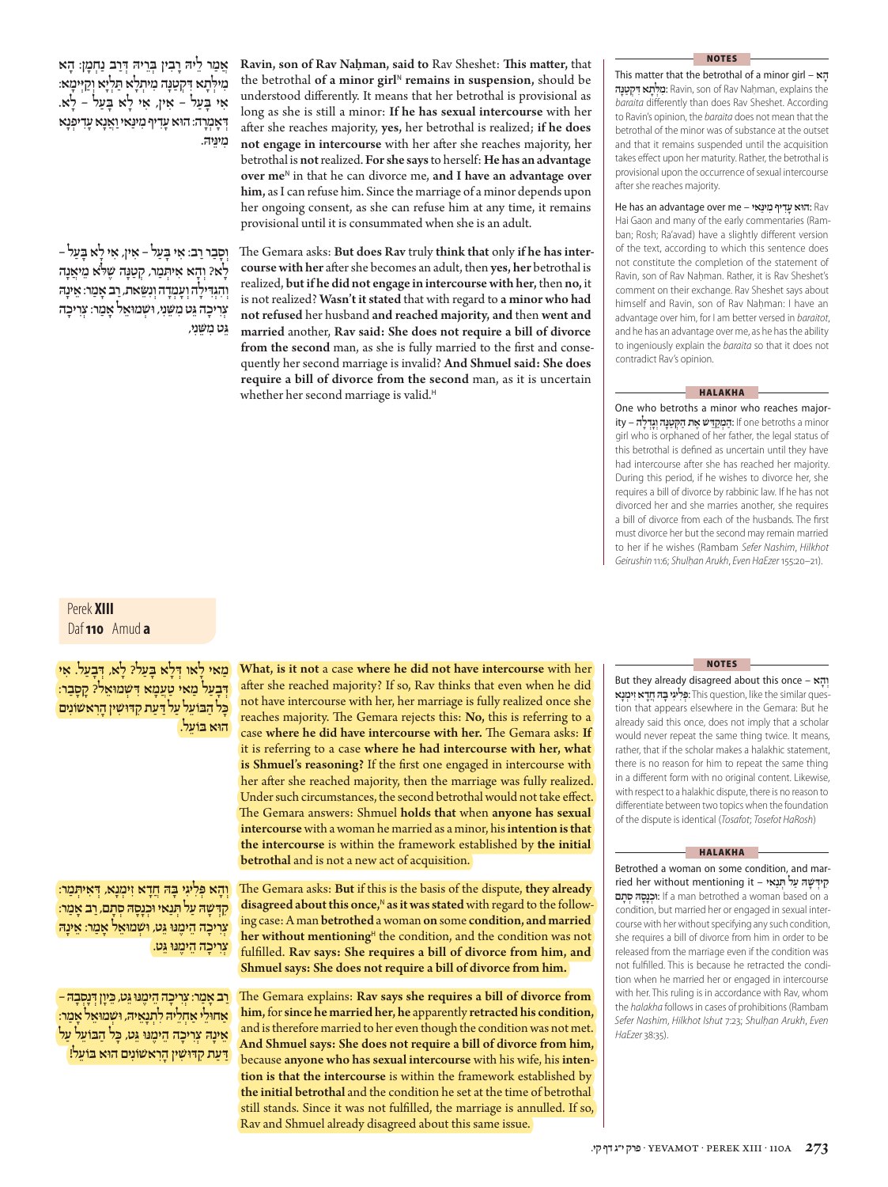אָמַר לֵיהּ רָבִין בְּרֵיהּ דְּרַב נַחְמָן: הָא מִילְּתָא דִּקְטַנָּה מִיתְלָא תַּלְיָא וְקַיְימָא: אִי בָּעֵל – אִין, אִי לָא בָּעֵל – לָא. דְּאָמְרָה: הוּא עֲדִיף מִינַּאי וַאֲנָא עֲדִיפְנָא מִינֵּיהּ.

**Ravin, son of Rav Naḥman, said to** Rav Sheshet: **This matter,** that the betrothal **of a minor girl**[N] **remains in suspension,** should be understood differently. It means that her betrothal is provisional as long as she is still a minor: **If he has sexual intercourse** with her after she reaches majority, **yes,** her betrothal is realized; **if he does not engage in intercourse** with her after she reaches majority, her betrothal is **not** realized. **For she says** to herself: **He has an advantage over me**[N] in that he can divorce me, **and I have an advantage over him,** as I can refuse him. Since the marriage of a minor depends upon her ongoing consent, as she can refuse him at any time, it remains provisional until it is consummated when she is an adult.

וְסָבַר רַב: אִי בָּעַל – אִין, אִי לָא בָּעַל – לָא? וְהָא אִיתְּמַר, קְטַנָּה שֶׁלֹּא מֵיאֲנָה וְהִגְדִּילָה וְעָמְדָה וְנִשֵּׂאת, רַב אָמַר: אֵינָהּ צְרִיכָה גֵּט מִשֵּׁנִי, וּשְׁמוּאֵל אָמַר: צְרִיכָה גֵּט מִשֵּׁנִי,

The Gemara asks: **But does Rav** truly **think that** only **if he has intercourse with her** after she becomes an adult, then **yes, her** betrothal is realized, **but if he did not engage in intercourse with her,** then **no,** it is not realized? **Wasn't it stated** that with regard to **a minor who had not refused** her husband **and reached majority, and** then **went and married** another, **Rav said: She does not require a bill of divorce from the second** man, as she is fully married to the first and consequently her second marriage is invalid? **And Shmuel said: She does require a bill of divorce from the second** man, as it is uncertain whether her second marriage is valid.[H]

**NOTES**

This matter that the betrothal of a minor girl – הָא מִילְּתָא דִּקְטַנָּה: Ravin, son of Rav Naḥman, explains the *baraita* differently than does Rav Sheshet. According to Ravin's opinion, the *baraita* does not mean that the betrothal of the minor was of substance at the outset and that it remains suspended until the acquisition takes effect upon her maturity. Rather, the betrothal is provisional upon the occurrence of sexual intercourse after she reaches majority.

He has an advantage over me – הוּא עֲדִיף מִינַּאי: Rav Hai Gaon and many of the early commentaries (Ramban; Rosh; Ra'avad) have a slightly different version of the text, according to which this sentence does not constitute the completion of the statement of Ravin, son of Rav Naḥman. Rather, it is Rav Sheshet's comment on their exchange. Rav Sheshet says about himself and Ravin, son of Rav Naḥman: I have an advantage over him, for I am better versed in *baraitot*, and he has an advantage over me, as he has the ability to ingeniously explain the *baraita* so that it does not contradict Rav's opinion.

**HALAKHA**

One who betroths a minor who reaches majority – הַמְקַדֵּשׁ אֶת הַקְּטַנָּה וְגָדְלָה: If one betroths a minor girl who is orphaned of her father, the legal status of this betrothal is defined as uncertain until they have had intercourse after she has reached her majority. During this period, if he wishes to divorce her, she requires a bill of divorce by rabbinic law. If he has not divorced her and she marries another, she requires a bill of divorce from each of the husbands. The first must divorce her but the second may remain married to her if he wishes (Rambam *Sefer Nashim*, *Hilkhot Geirushin* 11:6; *Shulḥan Arukh*, *Even HaEzer* 155:20–21).

Perek **XIII**
Daf **110** Amud **a**

מַאי לָאו דְּלָא בָּעֵל? לָא, דְּבָעַל. אִי דְּבָעֵל מַאי טַעְמָא דִּשְׁמוּאֵל? קָסָבַר: כׇּל הַבּוֹעֵל עַל דַּעַת קִדּוּשִׁין הָרִאשׁוֹנִים הוּא בּוֹעֵל.

**What, is it not** a case **where he did not have intercourse** with her after she reached majority? If so, Rav thinks that even when he did not have intercourse with her, her marriage is fully realized once she reaches majority. The Gemara rejects this: **No,** this is referring to a case **where he did have intercourse with her.** The Gemara asks: **If** it is referring to a case **where he had intercourse with her, what is Shmuel's reasoning?** If the first one engaged in intercourse with her after she reached majority, then the marriage was fully realized. Under such circumstances, the second betrothal would not take effect. The Gemara answers: Shmuel **holds that** when **anyone has sexual intercourse** with a woman he married as a minor, his **intention is that the intercourse** is within the framework established by **the initial betrothal** and is not a new act of acquisition.

וְהָא פְּלִיגִי בַּהּ חֲדָא זִימְנָא, דְּאִיתְּמַר: קִדְּשָׁהּ עַל תְּנַאי וּכְנָסָהּ סְתָם, רַב אָמַר: צְרִיכָה הֵימֶנּוּ גֵּט, וּשְׁמוּאֵל אָמַר: אֵינָהּ צְרִיכָה הֵימֶנּוּ גֵּט.

The Gemara asks: **But** if this is the basis of the dispute, **they already disagreed about this once,**[N] **as it was stated** with regard to the following case: A man **betrothed** a woman **on** some **condition, and married her without mentioning**[H] the condition, and the condition was not fulfilled. **Rav says: She requires a bill of divorce from him, and Shmuel says: She does not require a bill of divorce from him.**

רַב אָמַר: צְרִיכָה הֵימֶנּוּ גֵּט, כֵּיוָן דִּנְסָבָהּ – אַחוּלֵי אַחְלֵיהּ לִתְנָאֵיהּ, וּשְׁמוּאֵל אָמַר: אֵינָהּ צְרִיכָה הֵימֶנּוּ גֵּט, כׇּל הַבּוֹעֵל עַל דַּעַת קִדּוּשִׁין הָרִאשׁוֹנִים הוּא בּוֹעֵל!

The Gemara explains: **Rav says she requires a bill of divorce from him,** for **since he married her, he** apparently **retracted his condition,** and is therefore married to her even though the condition was not met. **And Shmuel says: She does not require a bill of divorce from him,** because **anyone who has sexual intercourse** with his wife, his **intention is that the intercourse** is within the framework established by **the initial betrothal** and the condition he set at the time of betrothal still stands. Since it was not fulfilled, the marriage is annulled. If so, Rav and Shmuel already disagreed about this same issue.

**NOTES**

But they already disagreed about this once – וְהָא פְּלִיגִי בַּהּ חֲדָא זִימְנָא: This question, like the similar question that appears elsewhere in the Gemara: But he already said this once, does not imply that a scholar would never repeat the same thing twice. It means, rather, that if the scholar makes a halakhic statement, there is no reason for him to repeat the same thing in a different form with no original content. Likewise, with respect to a halakhic dispute, there is no reason to differentiate between two topics when the foundation of the dispute is identical (*Tosafot*; *Tosefot HaRosh*)

**HALAKHA**

Betrothed a woman on some condition, and married her without mentioning it – קִידְּשָׁהּ עַל תְּנַאי וּכְנָסָהּ סְתָם: If a man betrothed a woman based on a condition, but married her or engaged in sexual intercourse with her without specifying any such condition, she requires a bill of divorce from him in order to be released from the marriage even if the condition was not fulfilled. This is because he retracted the condition when he married her or engaged in intercourse with her. This ruling is in accordance with Rav, whom the *halakha* follows in cases of prohibitions (Rambam *Sefer Nashim*, *Hilkhot Ishut* 7:23; *Shulḥan Arukh*, *Even HaEzer* 38:35).